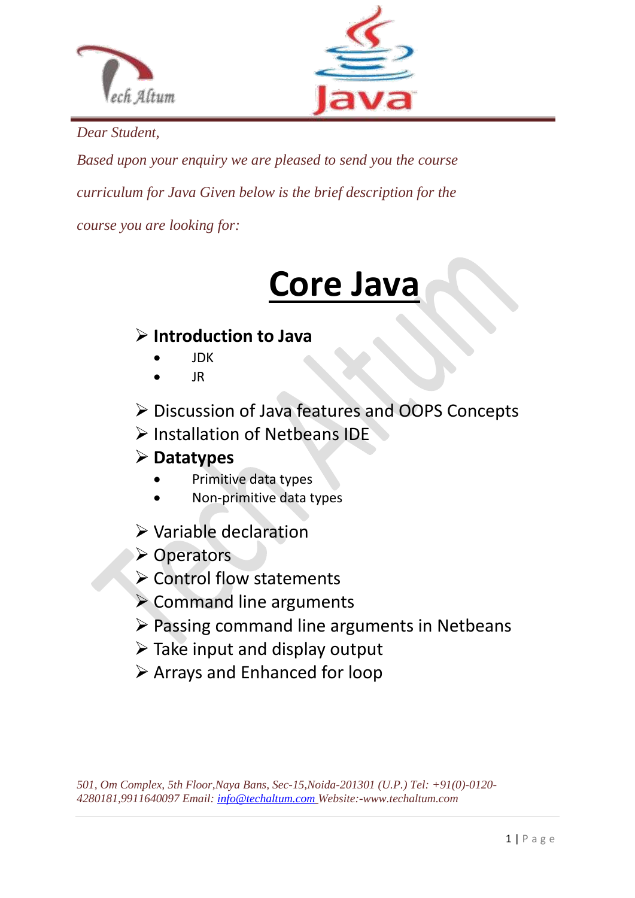*Dear Student,*

*Based upon your enquiry we are pleased to send you the course curriculum for Java Given below is the brief description for the course you are looking for:*

# Core Java

- **Introduction to Java**
  - JDK
  - JR
- Discussion of Java features and OOPS Concepts
- Installation of Netbeans IDE
- **Datatypes**
  - Primitive data types
  - Non-primitive data types
- Variable declaration
- Operators
- Control flow statements
- Command line arguments
- Passing command line arguments in Netbeans
- Take input and display output
- Arrays and Enhanced for loop

*501, Om Complex, 5th Floor,Naya Bans, Sec-15,Noida-201301 (U.P.) Tel: +91(0)-0120-4280181,9911640097 Email: info@techaltum.com Website:-www.techaltum.com*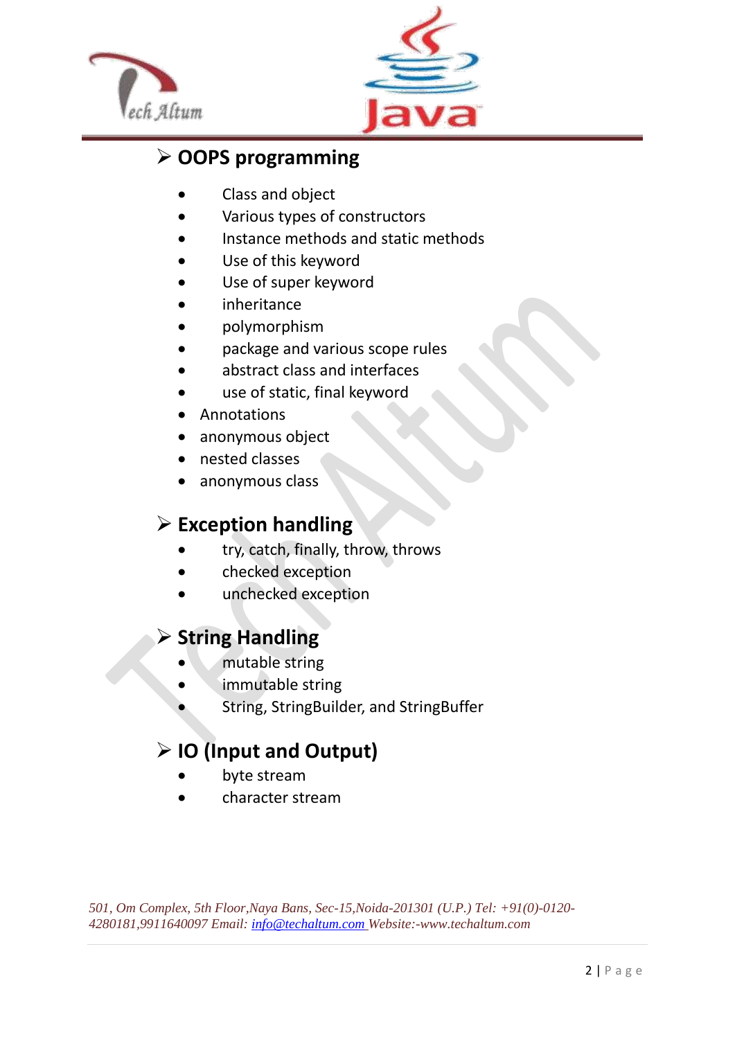## OOPS programming

- Class and object
- Various types of constructors
- Instance methods and static methods
- Use of this keyword
- Use of super keyword
- inheritance
- polymorphism
- package and various scope rules
- abstract class and interfaces
- use of static, final keyword
- Annotations
- anonymous object
- nested classes
- anonymous class

## Exception handling

- try, catch, finally, throw, throws
- checked exception
- unchecked exception

## String Handling

- mutable string
- immutable string
- String, StringBuilder, and StringBuffer

## IO (Input and Output)

- byte stream
- character stream

*501, Om Complex, 5th Floor,Naya Bans, Sec-15,Noida-201301 (U.P.) Tel: +91(0)-0120-4280181,9911640097 Email: info@techaltum.com Website:-www.techaltum.com*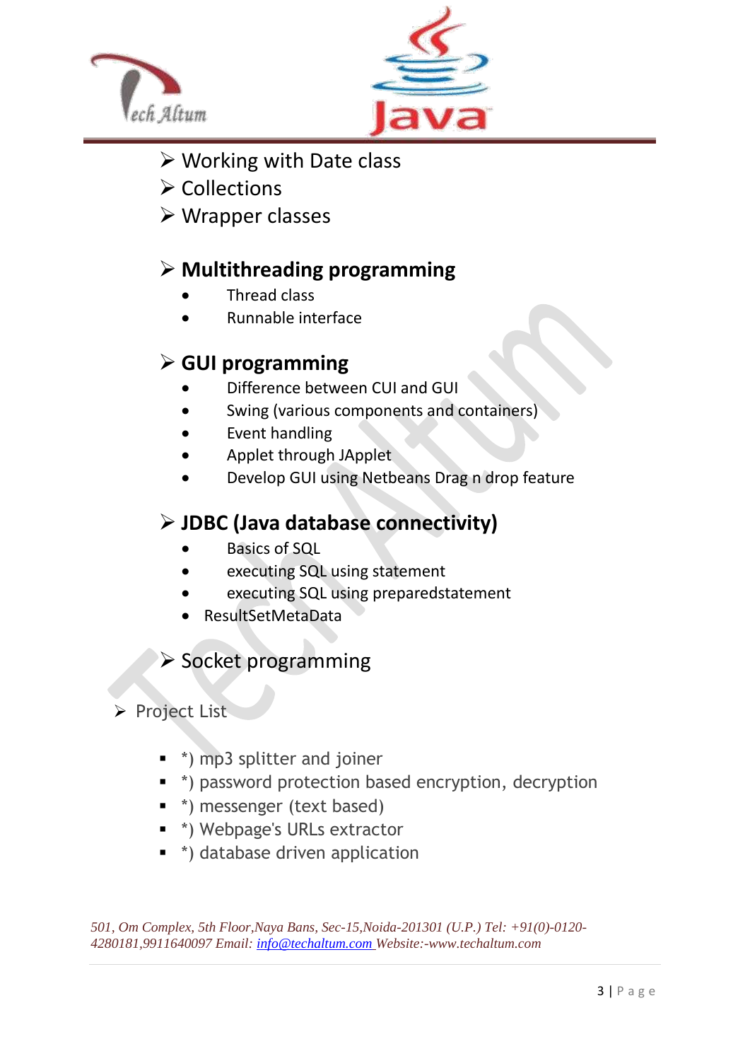- Working with Date class
- Collections
- Wrapper classes

- **Multithreading programming**
  - Thread class
  - Runnable interface

- **GUI programming**
  - Difference between CUI and GUI
  - Swing (various components and containers)
  - Event handling
  - Applet through JApplet
  - Develop GUI using Netbeans Drag n drop feature

- **JDBC (Java database connectivity)**
  - Basics of SQL
  - executing SQL using statement
  - executing SQL using preparedstatement
  - ResultSetMetaData

- Socket programming

- Project List
  - *) mp3 splitter and joiner
  - *) password protection based encryption, decryption
  - *) messenger (text based)
  - *) Webpage's URLs extractor
  - *) database driven application

*501, Om Complex, 5th Floor,Naya Bans, Sec-15,Noida-201301 (U.P.) Tel: +91(0)-0120-4280181,9911640097 Email: info@techaltum.com Website:-www.techaltum.com*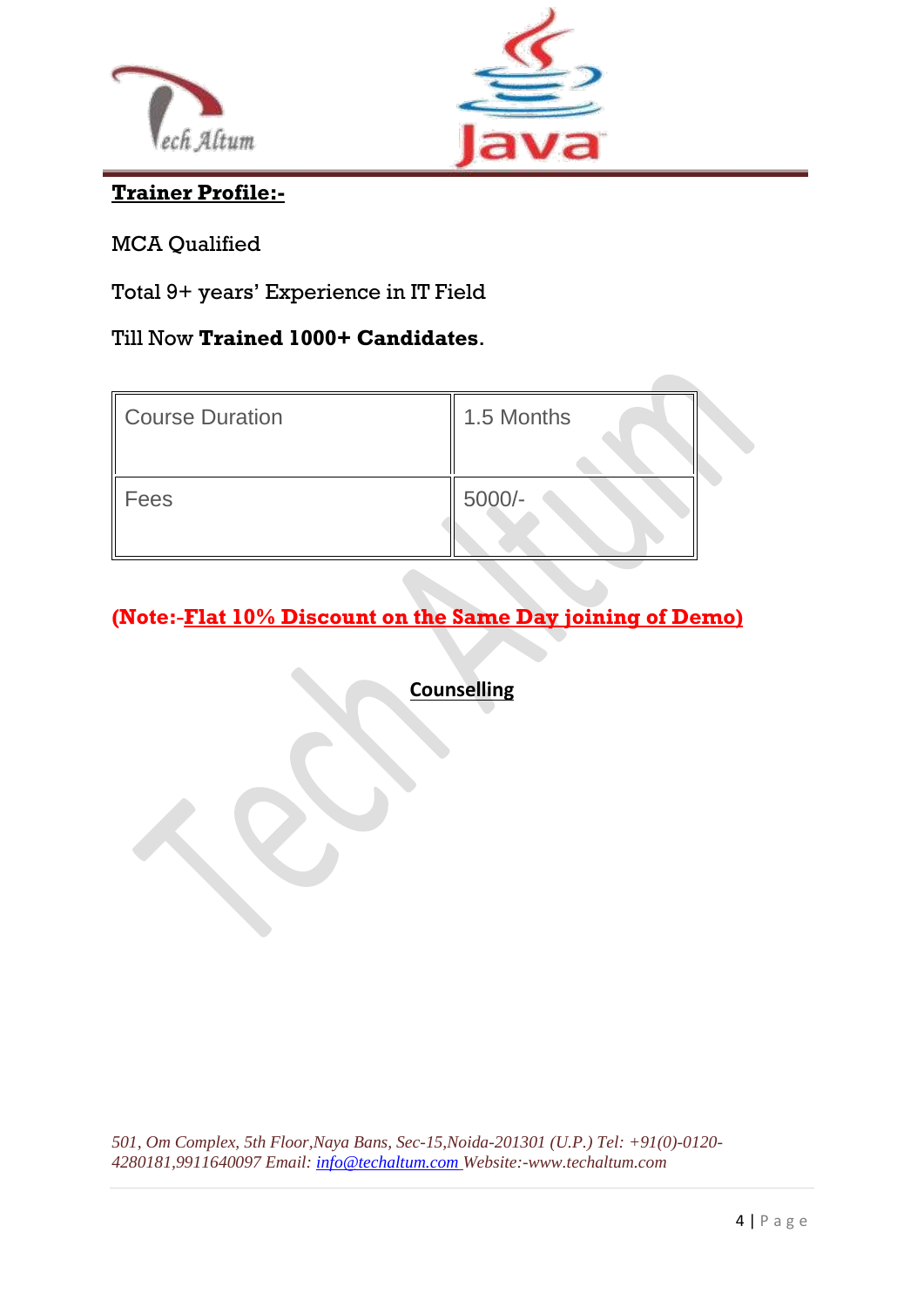**Trainer Profile:-**

MCA Qualified

Total 9+ years' Experience in IT Field

Till Now **Trained 1000+ Candidates**.

| | |
|---|---|
| Course Duration | 1.5 Months |
| Fees | 5000/- |

**(Note:-Flat 10% Discount on the Same Day joining of Demo)**

**Counselling**

*501, Om Complex, 5th Floor,Naya Bans, Sec-15,Noida-201301 (U.P.) Tel: +91(0)-0120-4280181,9911640097 Email: info@techaltum.com Website:-www.techaltum.com*